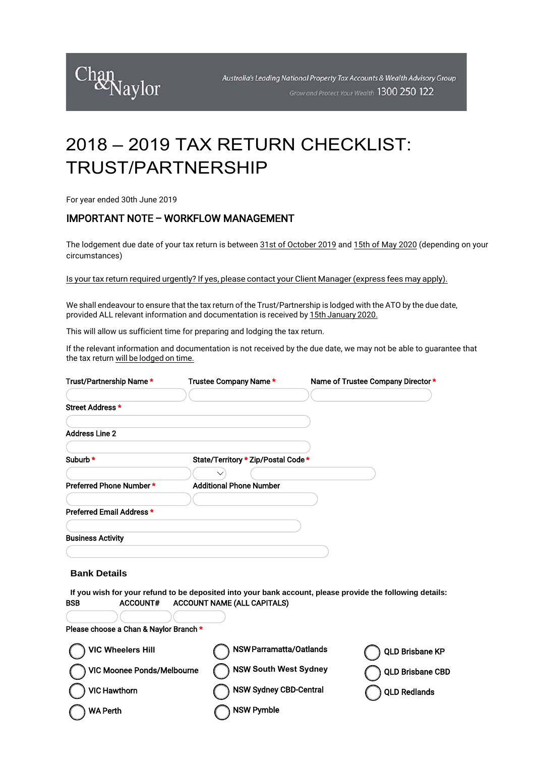Chan & Naylor

Australia's Leading National Property Tax Accounts & Wealth Advisory Group

Grow and Protect Your Wealth 1300 250 122

# 2018 – 2019 TAX RETURN CHECKLIST: TRUST/PARTNERSHIP

For year ended 30th June 2019

## IMPORTANT NOTE – WORKFLOW MANAGEMENT

The lodgement due date of your tax return is between 31st of October 2019 and 15th of May 2020 (depending on your circumstances)

Is your tax return required urgently? If yes, please contact your Client Manager (express fees may apply).

We shall endeavour to ensure that the tax return of the Trust/Partnership is lodged with the ATO by the due date, provided ALL relevant information and documentation is received by 15th January 2020.

This will allow us sufficient time for preparing and lodging the tax return.

If the relevant information and documentation is not received by the due date, we may not be able to guarantee that the tax return will be lodged on time.

Trust/Partnership Name *

Trustee Company Name *

Name of Trustee Company Director *

Street Address *

Address Line 2

Suburb *

State/Territory *

Zip/Postal Code *

Preferred Phone Number *

Additional Phone Number

Preferred Email Address *

Business Activity

### Bank Details

**If you wish for your refund to be deposited into your bank account, please provide the following details:**

BSB

ACCOUNT#

ACCOUNT NAME (ALL CAPITALS)

Please choose a Chan & Naylor Branch *

- VIC Wheelers Hill
- VIC Moonee Ponds/Melbourne
- VIC Hawthorn
- WA Perth
- NSW Parramatta/Oatlands
- NSW South West Sydney
- NSW Sydney CBD-Central
- NSW Pymble
- QLD Brisbane KP
- QLD Brisbane CBD
- QLD Redlands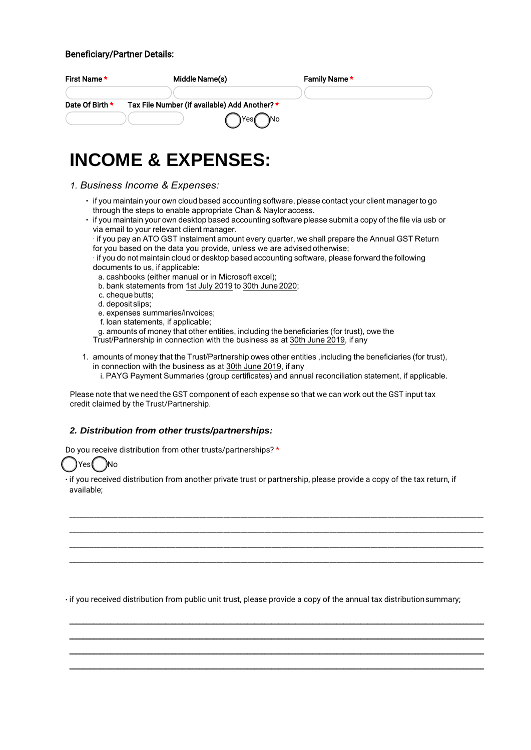Beneficiary/Partner Details:

First Name * | Middle Name(s) | Family Name *

Date Of Birth * | Tax File Number (if available) | Add Another? *

Yes No

# INCOME & EXPENSES:

*1. Business Income & Expenses:*

- if you maintain your own cloud based accounting software, please contact your client manager to go through the steps to enable appropriate Chan & Naylor access.
- if you maintain your own desktop based accounting software please submit a copy of the file via usb or via email to your relevant client manager.
  · if you pay an ATO GST instalment amount every quarter, we shall prepare the Annual GST Return for you based on the data you provide, unless we are advised otherwise;
  · if you do not maintain cloud or desktop based accounting software, please forward the following documents to us, if applicable:
  a. cashbooks (either manual or in Microsoft excel);
  b. bank statements from 1st July 2019 to 30th June 2020;
  c. cheque butts;
  d. deposit slips;
  e. expenses summaries/invoices;
  f. loan statements, if applicable;
  g. amounts of money that other entities, including the beneficiaries (for trust), owe the Trust/Partnership in connection with the business as at 30th June 2019, if any

1. amounts of money that the Trust/Partnership owes other entities ,including the beneficiaries (for trust), in connection with the business as at 30th June 2019, if any
   i. PAYG Payment Summaries (group certificates) and annual reconciliation statement, if applicable.

Please note that we need the GST component of each expense so that we can work out the GST input tax credit claimed by the Trust/Partnership.

### *2. Distribution from other trusts/partnerships:*

Do you receive distribution from other trusts/partnerships? *

Yes No

· if you received distribution from another private trust or partnership, please provide a copy of the tax return, if available;

______________________________________________________________________________

______________________________________________________________________________

______________________________________________________________________________

______________________________________________________________________________

· if you received distribution from public unit trust, please provide a copy of the annual tax distribution summary;

______________________________________________________________________________

______________________________________________________________________________

______________________________________________________________________________

______________________________________________________________________________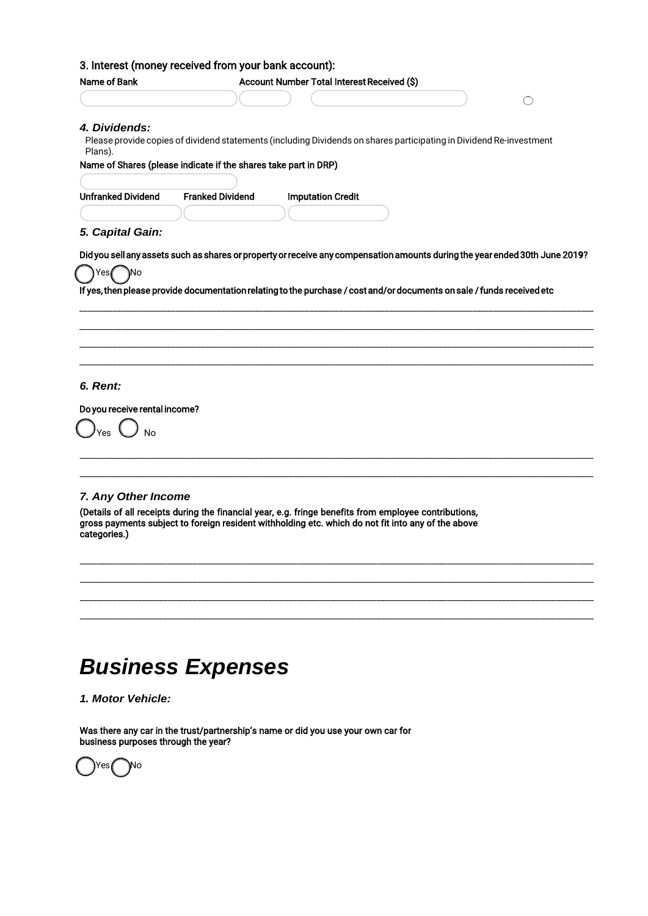### 3. Interest (money received from your bank account):

| Name of Bank | Account Number | Total Interest Received ($) |
| --- | --- | --- |
| | | |

### *4. Dividends:*

Please provide copies of dividend statements (including Dividends on shares participating in Dividend Re-investment Plans).

Name of Shares (please indicate if the shares take part in DRP)

| Unfranked Dividend | Franked Dividend | Imputation Credit |
| --- | --- | --- |
| | | |

### *5. Capital Gain:*

Did you sell any assets such as shares or property or receive any compensation amounts during the year ended 30th June 2019?

Yes No

If yes, then please provide documentation relating to the purchase / cost and/or documents on sale / funds received etc

______________________________________________________________________

______________________________________________________________________

______________________________________________________________________

______________________________________________________________________

### *6. Rent:*

Do you receive rental income?

Yes No

______________________________________________________________________

______________________________________________________________________

### *7. Any Other Income*

(Details of all receipts during the financial year, e.g. fringe benefits from employee contributions, gross payments subject to foreign resident withholding etc. which do not fit into any of the above categories.)

______________________________________________________________________

______________________________________________________________________

______________________________________________________________________

______________________________________________________________________

# *Business Expenses*

### *1. Motor Vehicle:*

Was there any car in the trust/partnership's name or did you use your own car for business purposes through the year?

Yes No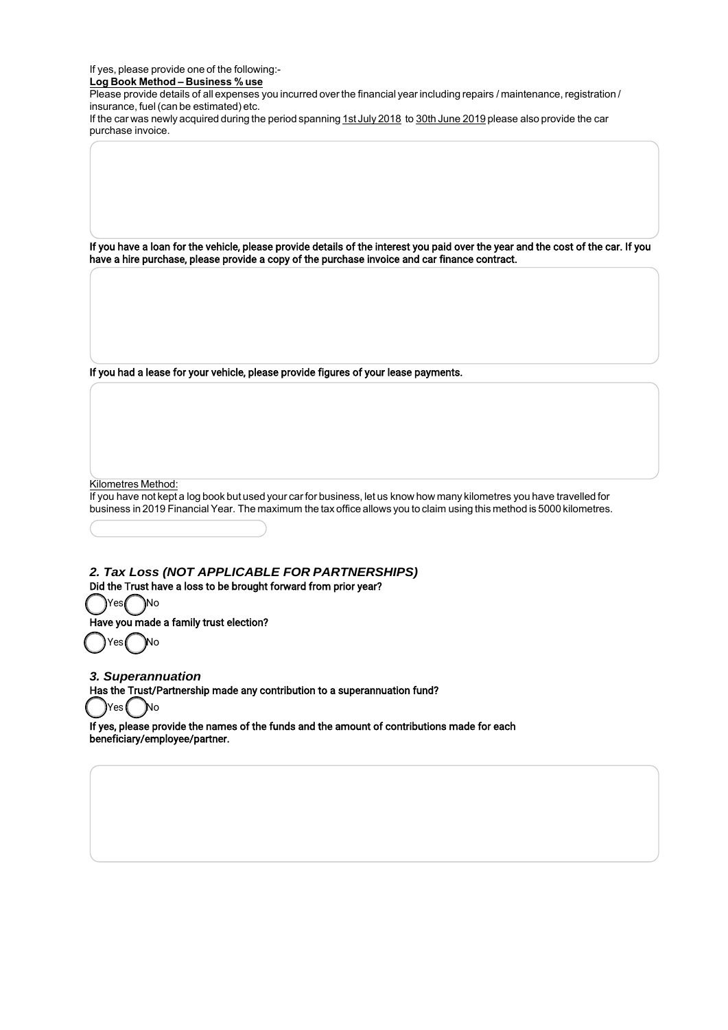If yes, please provide one of the following:-

**Log Book Method – Business % use**

Please provide details of all expenses you incurred over the financial year including repairs / maintenance, registration / insurance, fuel (can be estimated) etc.

If the car was newly acquired during the period spanning 1st July 2018 to 30th June 2019 please also provide the car purchase invoice.

**If you have a loan for the vehicle, please provide details of the interest you paid over the year and the cost of the car. If you have a hire purchase, please provide a copy of the purchase invoice and car finance contract.**

**If you had a lease for your vehicle, please provide figures of your lease payments.**

Kilometres Method:

If you have not kept a log book but used your car for business, let us know how many kilometres you have travelled for business in 2019 Financial Year. The maximum the tax office allows you to claim using this method is 5000 kilometres.

### *2. Tax Loss (NOT APPLICABLE FOR PARTNERSHIPS)*

**Did the Trust have a loss to be brought forward from prior year?**

( ) Yes ( ) No

**Have you made a family trust election?**

( ) Yes ( ) No

### *3. Superannuation*

**Has the Trust/Partnership made any contribution to a superannuation fund?**

( ) Yes ( ) No

**If yes, please provide the names of the funds and the amount of contributions made for each beneficiary/employee/partner.**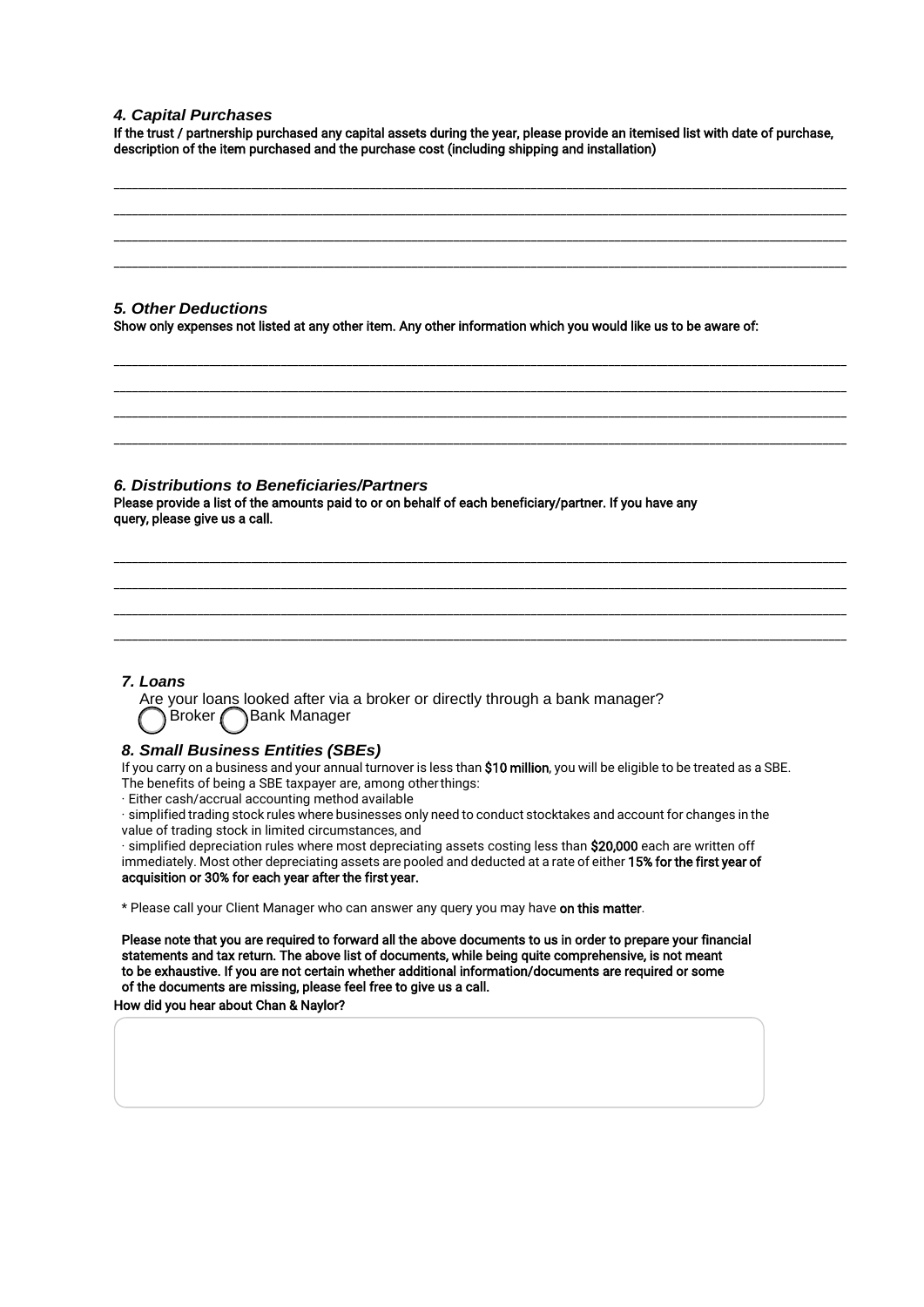### *4. Capital Purchases*

**If the trust / partnership purchased any capital assets during the year, please provide an itemised list with date of purchase, description of the item purchased and the purchase cost (including shipping and installation)**

\_\_\_\_\_\_\_\_\_\_\_\_\_\_\_\_\_\_\_\_\_\_\_\_\_\_\_\_\_\_\_\_\_\_\_\_\_\_\_\_\_\_\_\_\_\_\_\_\_\_\_\_\_\_\_\_\_\_\_\_\_\_\_\_\_\_\_\_\_\_\_\_\_\_\_\_\_\_

\_\_\_\_\_\_\_\_\_\_\_\_\_\_\_\_\_\_\_\_\_\_\_\_\_\_\_\_\_\_\_\_\_\_\_\_\_\_\_\_\_\_\_\_\_\_\_\_\_\_\_\_\_\_\_\_\_\_\_\_\_\_\_\_\_\_\_\_\_\_\_\_\_\_\_\_\_\_

\_\_\_\_\_\_\_\_\_\_\_\_\_\_\_\_\_\_\_\_\_\_\_\_\_\_\_\_\_\_\_\_\_\_\_\_\_\_\_\_\_\_\_\_\_\_\_\_\_\_\_\_\_\_\_\_\_\_\_\_\_\_\_\_\_\_\_\_\_\_\_\_\_\_\_\_\_\_

\_\_\_\_\_\_\_\_\_\_\_\_\_\_\_\_\_\_\_\_\_\_\_\_\_\_\_\_\_\_\_\_\_\_\_\_\_\_\_\_\_\_\_\_\_\_\_\_\_\_\_\_\_\_\_\_\_\_\_\_\_\_\_\_\_\_\_\_\_\_\_\_\_\_\_\_\_\_

### *5. Other Deductions*

**Show only expenses not listed at any other item. Any other information which you would like us to be aware of:**

\_\_\_\_\_\_\_\_\_\_\_\_\_\_\_\_\_\_\_\_\_\_\_\_\_\_\_\_\_\_\_\_\_\_\_\_\_\_\_\_\_\_\_\_\_\_\_\_\_\_\_\_\_\_\_\_\_\_\_\_\_\_\_\_\_\_\_\_\_\_\_\_\_\_\_\_\_\_

\_\_\_\_\_\_\_\_\_\_\_\_\_\_\_\_\_\_\_\_\_\_\_\_\_\_\_\_\_\_\_\_\_\_\_\_\_\_\_\_\_\_\_\_\_\_\_\_\_\_\_\_\_\_\_\_\_\_\_\_\_\_\_\_\_\_\_\_\_\_\_\_\_\_\_\_\_\_

\_\_\_\_\_\_\_\_\_\_\_\_\_\_\_\_\_\_\_\_\_\_\_\_\_\_\_\_\_\_\_\_\_\_\_\_\_\_\_\_\_\_\_\_\_\_\_\_\_\_\_\_\_\_\_\_\_\_\_\_\_\_\_\_\_\_\_\_\_\_\_\_\_\_\_\_\_\_

\_\_\_\_\_\_\_\_\_\_\_\_\_\_\_\_\_\_\_\_\_\_\_\_\_\_\_\_\_\_\_\_\_\_\_\_\_\_\_\_\_\_\_\_\_\_\_\_\_\_\_\_\_\_\_\_\_\_\_\_\_\_\_\_\_\_\_\_\_\_\_\_\_\_\_\_\_\_

### *6. Distributions to Beneficiaries/Partners*

**Please provide a list of the amounts paid to or on behalf of each beneficiary/partner. If you have any query, please give us a call.**

\_\_\_\_\_\_\_\_\_\_\_\_\_\_\_\_\_\_\_\_\_\_\_\_\_\_\_\_\_\_\_\_\_\_\_\_\_\_\_\_\_\_\_\_\_\_\_\_\_\_\_\_\_\_\_\_\_\_\_\_\_\_\_\_\_\_\_\_\_\_\_\_\_\_\_\_\_\_

\_\_\_\_\_\_\_\_\_\_\_\_\_\_\_\_\_\_\_\_\_\_\_\_\_\_\_\_\_\_\_\_\_\_\_\_\_\_\_\_\_\_\_\_\_\_\_\_\_\_\_\_\_\_\_\_\_\_\_\_\_\_\_\_\_\_\_\_\_\_\_\_\_\_\_\_\_\_

\_\_\_\_\_\_\_\_\_\_\_\_\_\_\_\_\_\_\_\_\_\_\_\_\_\_\_\_\_\_\_\_\_\_\_\_\_\_\_\_\_\_\_\_\_\_\_\_\_\_\_\_\_\_\_\_\_\_\_\_\_\_\_\_\_\_\_\_\_\_\_\_\_\_\_\_\_\_

\_\_\_\_\_\_\_\_\_\_\_\_\_\_\_\_\_\_\_\_\_\_\_\_\_\_\_\_\_\_\_\_\_\_\_\_\_\_\_\_\_\_\_\_\_\_\_\_\_\_\_\_\_\_\_\_\_\_\_\_\_\_\_\_\_\_\_\_\_\_\_\_\_\_\_\_\_\_

### *7. Loans*

Are your loans looked after via a broker or directly through a bank manager?

◯ Broker ◯ Bank Manager

### *8. Small Business Entities (SBEs)*

If you carry on a business and your annual turnover is less than **$10 million**, you will be eligible to be treated as a SBE. The benefits of being a SBE taxpayer are, among other things:

- Either cash/accrual accounting method available
- simplified trading stock rules where businesses only need to conduct stocktakes and account for changes in the value of trading stock in limited circumstances, and
- simplified depreciation rules where most depreciating assets costing less than **$20,000** each are written off immediately. Most other depreciating assets are pooled and deducted at a rate of either **15% for the first year of acquisition or 30% for each year after the first year.**

\* Please call your Client Manager who can answer any query you may have **on this matter**.

**Please note that you are required to forward all the above documents to us in order to prepare your financial statements and tax return. The above list of documents, while being quite comprehensive, is not meant to be exhaustive. If you are not certain whether additional information/documents are required or some of the documents are missing, please feel free to give us a call.**

**How did you hear about Chan & Naylor?**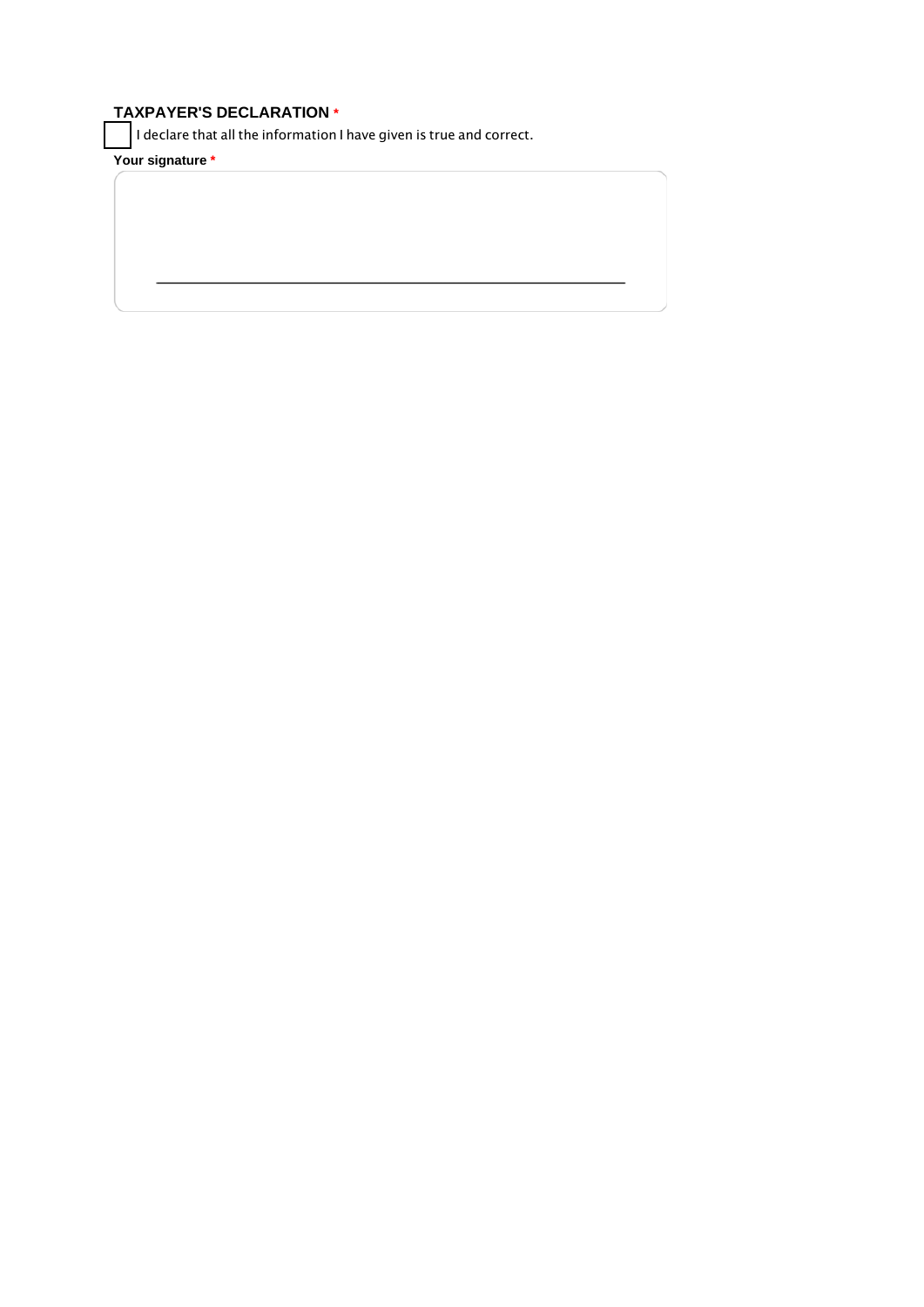**TAXPAYER'S DECLARATION** *

☐ I declare that all the information I have given is true and correct.

**Your signature** *

\_\_\_\_\_\_\_\_\_\_\_\_\_\_\_\_\_\_\_\_\_\_\_\_\_\_\_\_\_\_\_\_\_\_\_\_\_\_\_\_\_\_\_\_\_\_\_\_